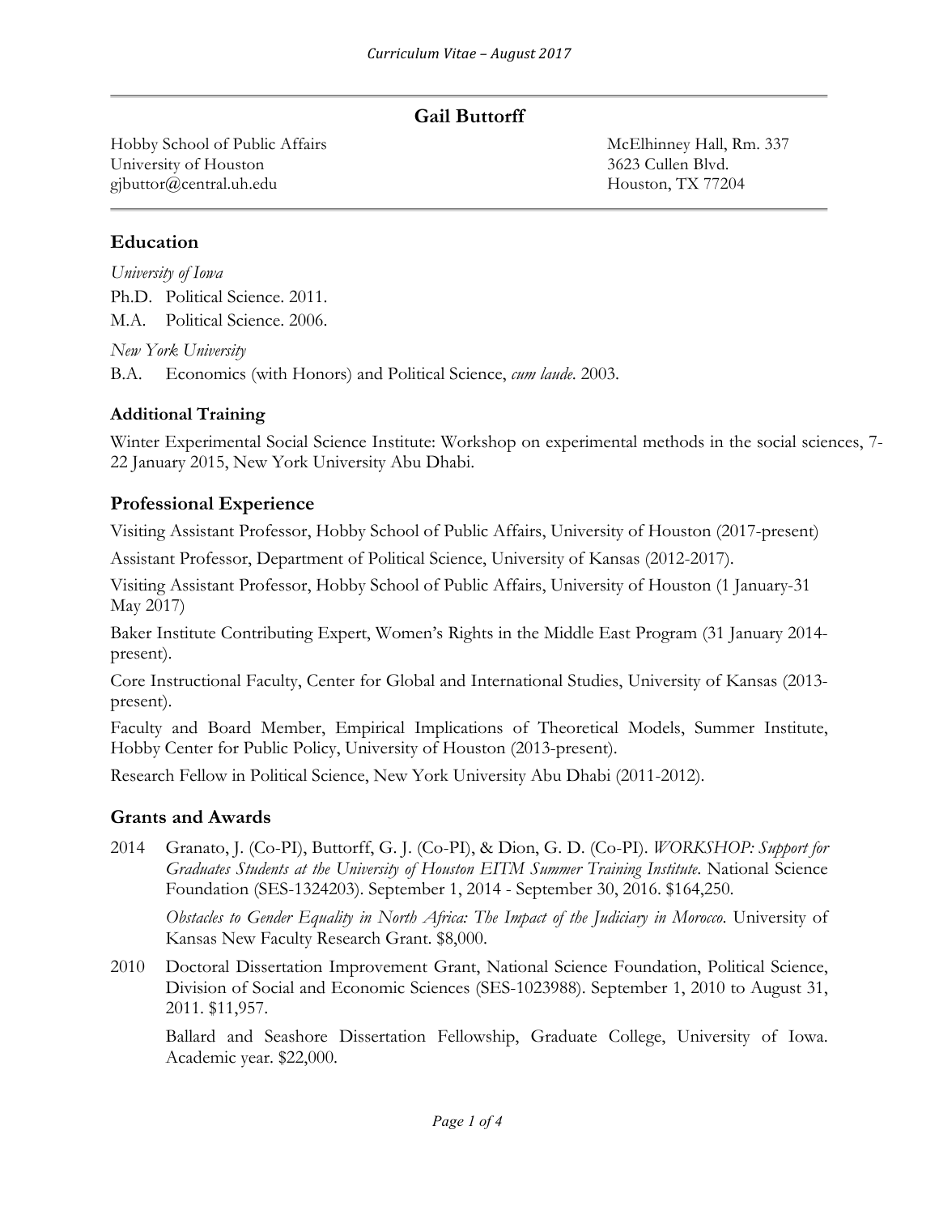# Gail Buttorff

Hobby School of Public Affairs
University of Houston
gjbuttor@central.uh.edu

McElhinney Hall, Rm. 337
3623 Cullen Blvd.
Houston, TX 77204

## Education

*University of Iowa*

Ph.D. Political Science. 2011.

M.A. Political Science. 2006.

*New York University*

B.A. Economics (with Honors) and Political Science, *cum laude*. 2003.

### Additional Training

Winter Experimental Social Science Institute: Workshop on experimental methods in the social sciences, 7-22 January 2015, New York University Abu Dhabi.

## Professional Experience

Visiting Assistant Professor, Hobby School of Public Affairs, University of Houston (2017-present)

Assistant Professor, Department of Political Science, University of Kansas (2012-2017).

Visiting Assistant Professor, Hobby School of Public Affairs, University of Houston (1 January-31 May 2017)

Baker Institute Contributing Expert, Women's Rights in the Middle East Program (31 January 2014-present).

Core Instructional Faculty, Center for Global and International Studies, University of Kansas (2013-present).

Faculty and Board Member, Empirical Implications of Theoretical Models, Summer Institute, Hobby Center for Public Policy, University of Houston (2013-present).

Research Fellow in Political Science, New York University Abu Dhabi (2011-2012).

## Grants and Awards

2014 Granato, J. (Co-PI), Buttorff, G. J. (Co-PI), & Dion, G. D. (Co-PI). *WORKSHOP: Support for Graduates Students at the University of Houston EITM Summer Training Institute*. National Science Foundation (SES-1324203). September 1, 2014 - September 30, 2016. $164,250.

*Obstacles to Gender Equality in North Africa: The Impact of the Judiciary in Morocco*. University of Kansas New Faculty Research Grant. $8,000.

2010 Doctoral Dissertation Improvement Grant, National Science Foundation, Political Science, Division of Social and Economic Sciences (SES-1023988). September 1, 2010 to August 31, 2011. $11,957.

Ballard and Seashore Dissertation Fellowship, Graduate College, University of Iowa. Academic year. $22,000.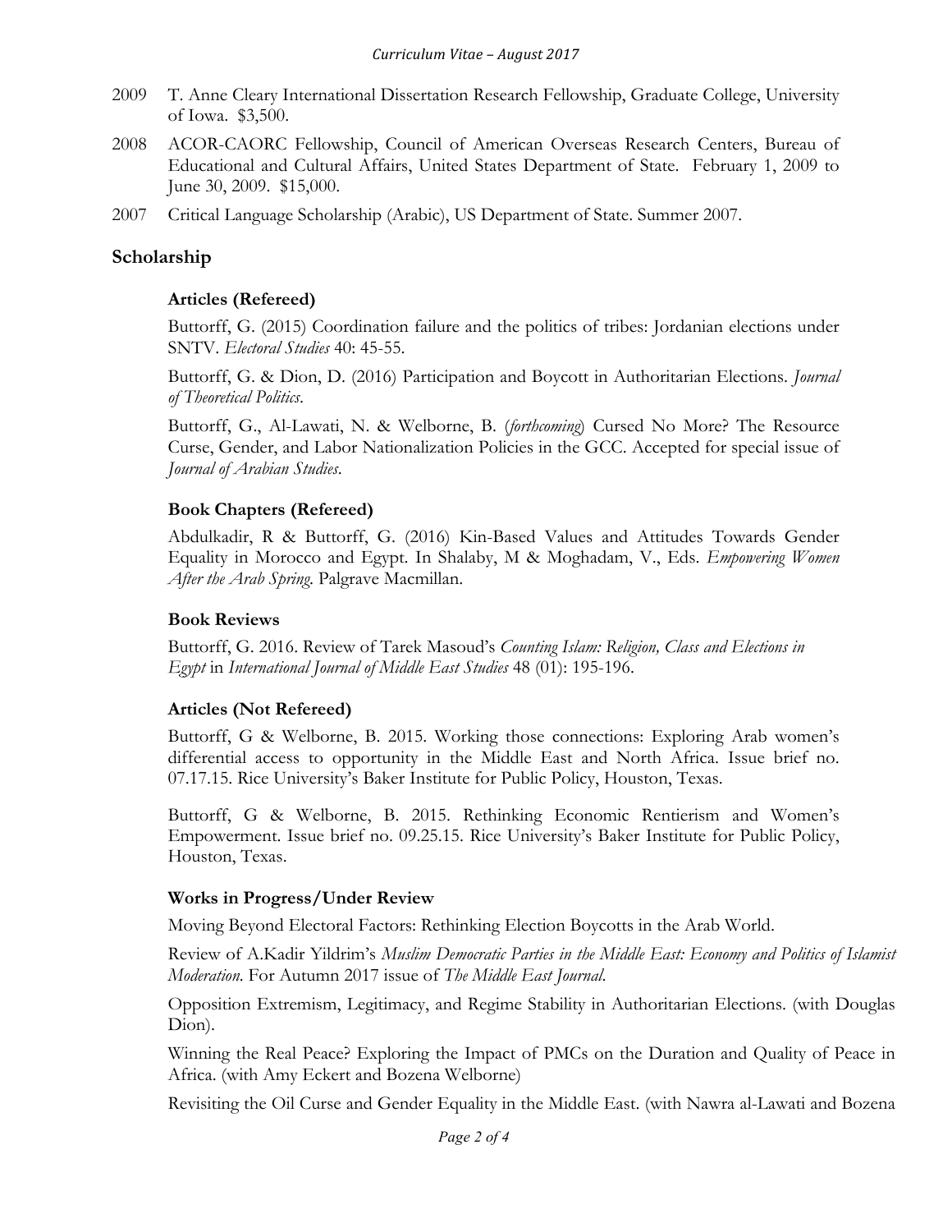2009 T. Anne Cleary International Dissertation Research Fellowship, Graduate College, University of Iowa. $3,500.

2008 ACOR-CAORC Fellowship, Council of American Overseas Research Centers, Bureau of Educational and Cultural Affairs, United States Department of State. February 1, 2009 to June 30, 2009. $15,000.

2007 Critical Language Scholarship (Arabic), US Department of State. Summer 2007.

## Scholarship

### Articles (Refereed)

Buttorff, G. (2015) Coordination failure and the politics of tribes: Jordanian elections under SNTV. *Electoral Studies* 40: 45-55.

Buttorff, G. & Dion, D. (2016) Participation and Boycott in Authoritarian Elections. *Journal of Theoretical Politics*.

Buttorff, G., Al-Lawati, N. & Welborne, B. (*forthcoming*) Cursed No More? The Resource Curse, Gender, and Labor Nationalization Policies in the GCC. Accepted for special issue of *Journal of Arabian Studies*.

### Book Chapters (Refereed)

Abdulkadir, R & Buttorff, G. (2016) Kin-Based Values and Attitudes Towards Gender Equality in Morocco and Egypt. In Shalaby, M & Moghadam, V., Eds. *Empowering Women After the Arab Spring*. Palgrave Macmillan.

### Book Reviews

Buttorff, G. 2016. Review of Tarek Masoud's *Counting Islam: Religion, Class and Elections in Egypt* in *International Journal of Middle East Studies* 48 (01): 195-196.

### Articles (Not Refereed)

Buttorff, G & Welborne, B. 2015. Working those connections: Exploring Arab women's differential access to opportunity in the Middle East and North Africa. Issue brief no. 07.17.15. Rice University's Baker Institute for Public Policy, Houston, Texas.

Buttorff, G & Welborne, B. 2015. Rethinking Economic Rentierism and Women's Empowerment. Issue brief no. 09.25.15. Rice University's Baker Institute for Public Policy, Houston, Texas.

### Works in Progress/Under Review

Moving Beyond Electoral Factors: Rethinking Election Boycotts in the Arab World.

Review of A.Kadir Yildrim's *Muslim Democratic Parties in the Middle East: Economy and Politics of Islamist Moderation*. For Autumn 2017 issue of *The Middle East Journal*.

Opposition Extremism, Legitimacy, and Regime Stability in Authoritarian Elections. (with Douglas Dion).

Winning the Real Peace? Exploring the Impact of PMCs on the Duration and Quality of Peace in Africa. (with Amy Eckert and Bozena Welborne)

Revisiting the Oil Curse and Gender Equality in the Middle East. (with Nawra al-Lawati and Bozena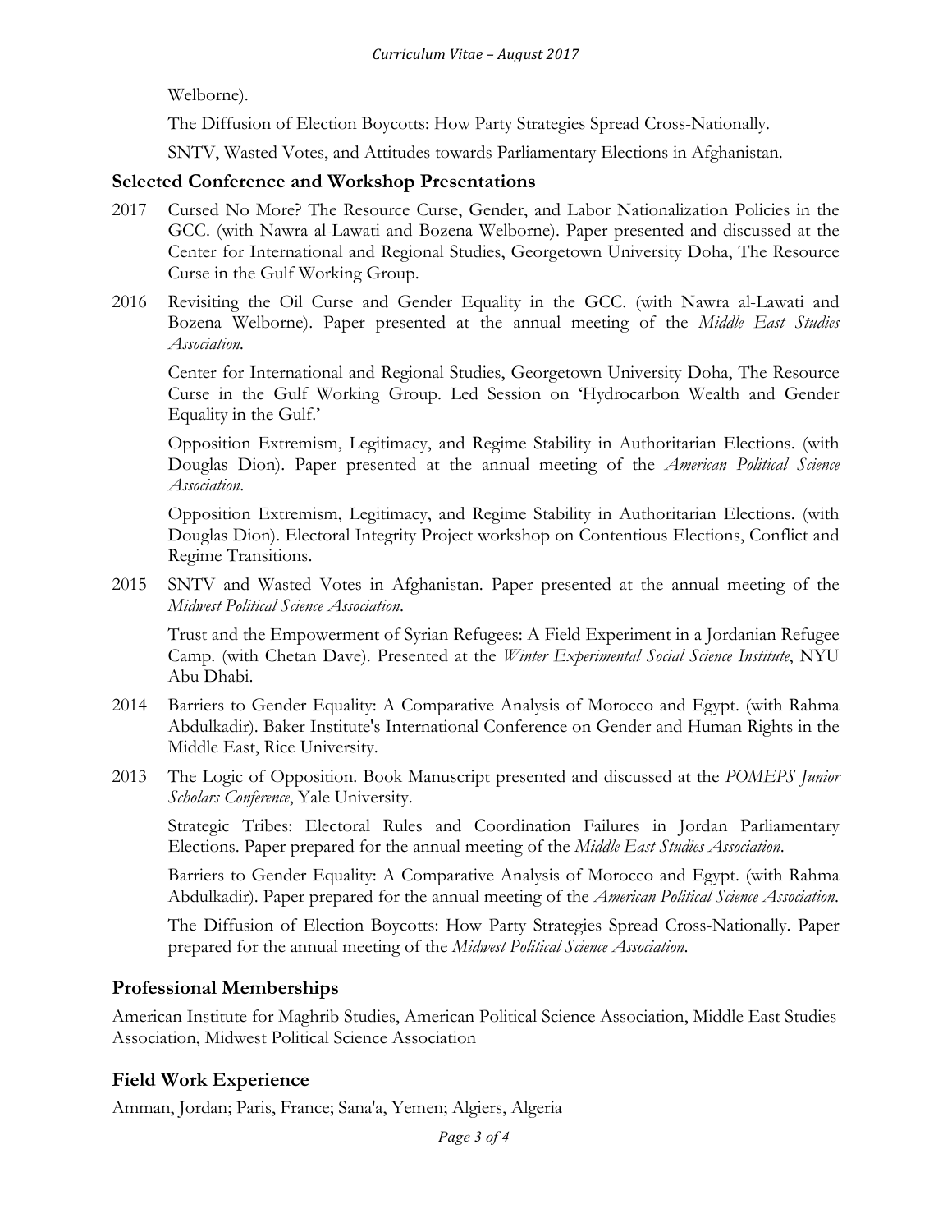Welborne).

The Diffusion of Election Boycotts: How Party Strategies Spread Cross-Nationally.

SNTV, Wasted Votes, and Attitudes towards Parliamentary Elections in Afghanistan.

## Selected Conference and Workshop Presentations

2017 Cursed No More? The Resource Curse, Gender, and Labor Nationalization Policies in the GCC. (with Nawra al-Lawati and Bozena Welborne). Paper presented and discussed at the Center for International and Regional Studies, Georgetown University Doha, The Resource Curse in the Gulf Working Group.

2016 Revisiting the Oil Curse and Gender Equality in the GCC. (with Nawra al-Lawati and Bozena Welborne). Paper presented at the annual meeting of the *Middle East Studies Association.*

Center for International and Regional Studies, Georgetown University Doha, The Resource Curse in the Gulf Working Group. Led Session on 'Hydrocarbon Wealth and Gender Equality in the Gulf.'

Opposition Extremism, Legitimacy, and Regime Stability in Authoritarian Elections. (with Douglas Dion). Paper presented at the annual meeting of the *American Political Science Association*.

Opposition Extremism, Legitimacy, and Regime Stability in Authoritarian Elections. (with Douglas Dion). Electoral Integrity Project workshop on Contentious Elections, Conflict and Regime Transitions.

2015 SNTV and Wasted Votes in Afghanistan. Paper presented at the annual meeting of the *Midwest Political Science Association*.

Trust and the Empowerment of Syrian Refugees: A Field Experiment in a Jordanian Refugee Camp. (with Chetan Dave). Presented at the *Winter Experimental Social Science Institute*, NYU Abu Dhabi.

2014 Barriers to Gender Equality: A Comparative Analysis of Morocco and Egypt. (with Rahma Abdulkadir). Baker Institute's International Conference on Gender and Human Rights in the Middle East, Rice University.

2013 The Logic of Opposition. Book Manuscript presented and discussed at the *POMEPS Junior Scholars Conference*, Yale University.

Strategic Tribes: Electoral Rules and Coordination Failures in Jordan Parliamentary Elections. Paper prepared for the annual meeting of the *Middle East Studies Association*.

Barriers to Gender Equality: A Comparative Analysis of Morocco and Egypt. (with Rahma Abdulkadir). Paper prepared for the annual meeting of the *American Political Science Association*.

The Diffusion of Election Boycotts: How Party Strategies Spread Cross-Nationally. Paper prepared for the annual meeting of the *Midwest Political Science Association*.

## Professional Memberships

American Institute for Maghrib Studies, American Political Science Association, Middle East Studies Association, Midwest Political Science Association

## Field Work Experience

Amman, Jordan; Paris, France; Sana'a, Yemen; Algiers, Algeria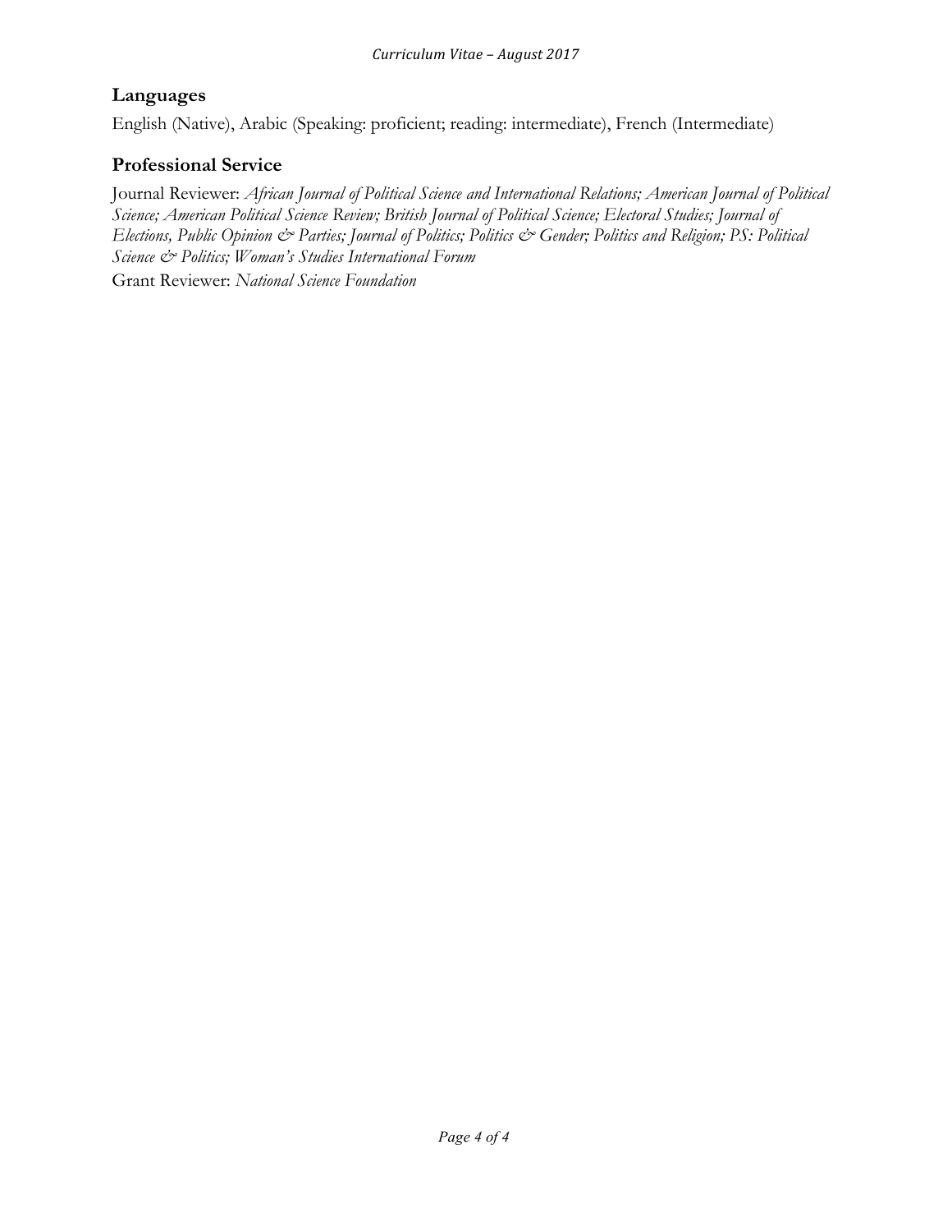## Languages

English (Native), Arabic (Speaking: proficient; reading: intermediate), French (Intermediate)

## Professional Service

Journal Reviewer: *African Journal of Political Science and International Relations; American Journal of Political Science; American Political Science Review; British Journal of Political Science; Electoral Studies; Journal of Elections, Public Opinion & Parties; Journal of Politics; Politics & Gender; Politics and Religion; PS: Political Science & Politics; Woman's Studies International Forum*

Grant Reviewer: *National Science Foundation*